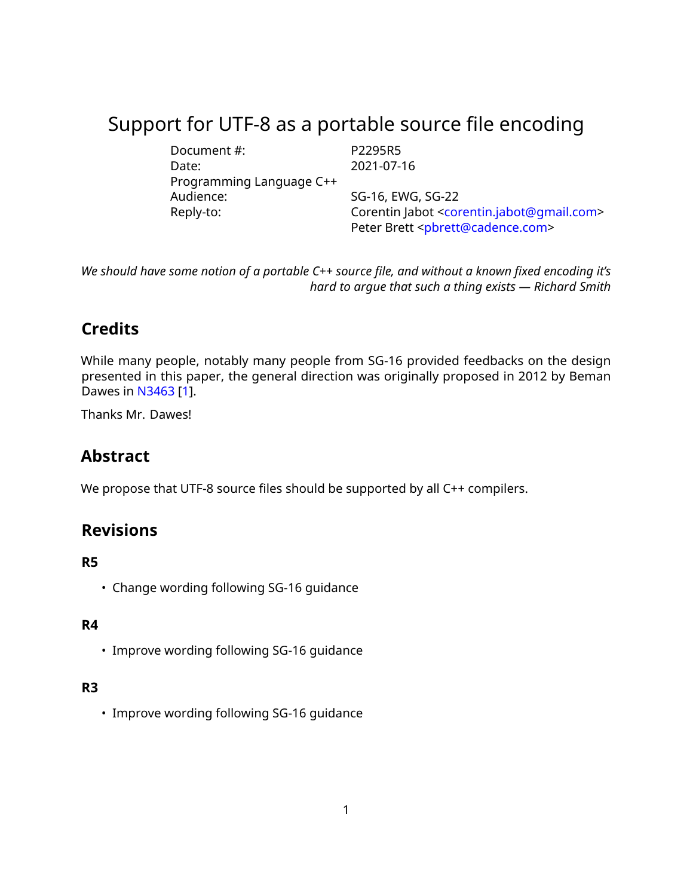# Support for UTF-8 as a portable source file encoding

| | |
|---|---|
| Document #: | P2295R5 |
| Date: | 2021-07-16 |
| Programming Language C++ | |
| Audience: | SG-16, EWG, SG-22 |
| Reply-to: | Corentin Jabot <corentin.jabot@gmail.com> |
| | Peter Brett <pbrett@cadence.com> |

*We should have some notion of a portable C++ source file, and without a known fixed encoding it's hard to argue that such a thing exists — Richard Smith*

## Credits

While many people, notably many people from SG-16 provided feedbacks on the design presented in this paper, the general direction was originally proposed in 2012 by Beman Dawes in N3463 [1].

Thanks Mr. Dawes!

## Abstract

We propose that UTF-8 source files should be supported by all C++ compilers.

## Revisions

### R5

- Change wording following SG-16 guidance

### R4

- Improve wording following SG-16 guidance

### R3

- Improve wording following SG-16 guidance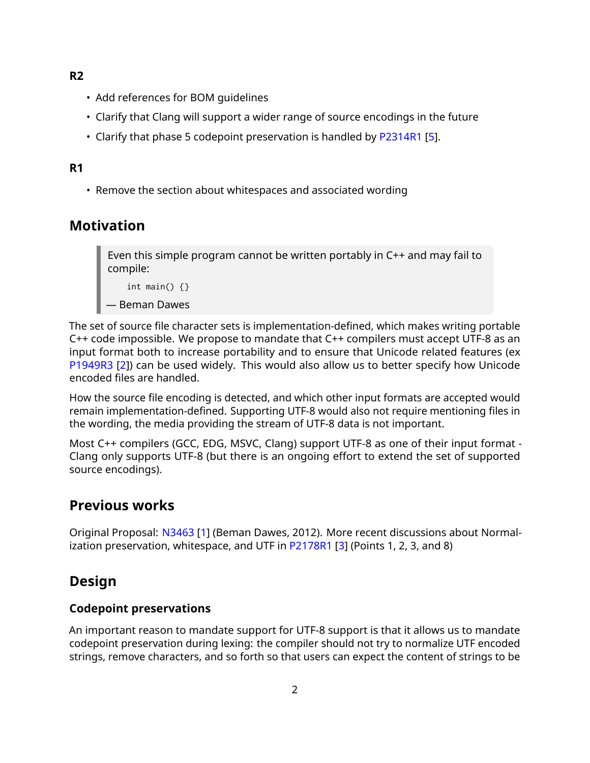**R2**

- Add references for BOM guidelines
- Clarify that Clang will support a wider range of source encodings in the future
- Clarify that phase 5 codepoint preservation is handled by P2314R1 [5].

**R1**

- Remove the section about whitespaces and associated wording

## Motivation

> Even this simple program cannot be written portably in C++ and may fail to compile:
>
> ```
> int main() {}
> ```
>
> — Beman Dawes

The set of source file character sets is implementation-defined, which makes writing portable C++ code impossible. We propose to mandate that C++ compilers must accept UTF-8 as an input format both to increase portability and to ensure that Unicode related features (ex P1949R3 [2]) can be used widely. This would also allow us to better specify how Unicode encoded files are handled.

How the source file encoding is detected, and which other input formats are accepted would remain implementation-defined. Supporting UTF-8 would also not require mentioning files in the wording, the media providing the stream of UTF-8 data is not important.

Most C++ compilers (GCC, EDG, MSVC, Clang) support UTF-8 as one of their input format - Clang only supports UTF-8 (but there is an ongoing effort to extend the set of supported source encodings).

## Previous works

Original Proposal: N3463 [1] (Beman Dawes, 2012). More recent discussions about Normalization preservation, whitespace, and UTF in P2178R1 [3] (Points 1, 2, 3, and 8)

## Design

### Codepoint preservations

An important reason to mandate support for UTF-8 support is that it allows us to mandate codepoint preservation during lexing: the compiler should not try to normalize UTF encoded strings, remove characters, and so forth so that users can expect the content of strings to be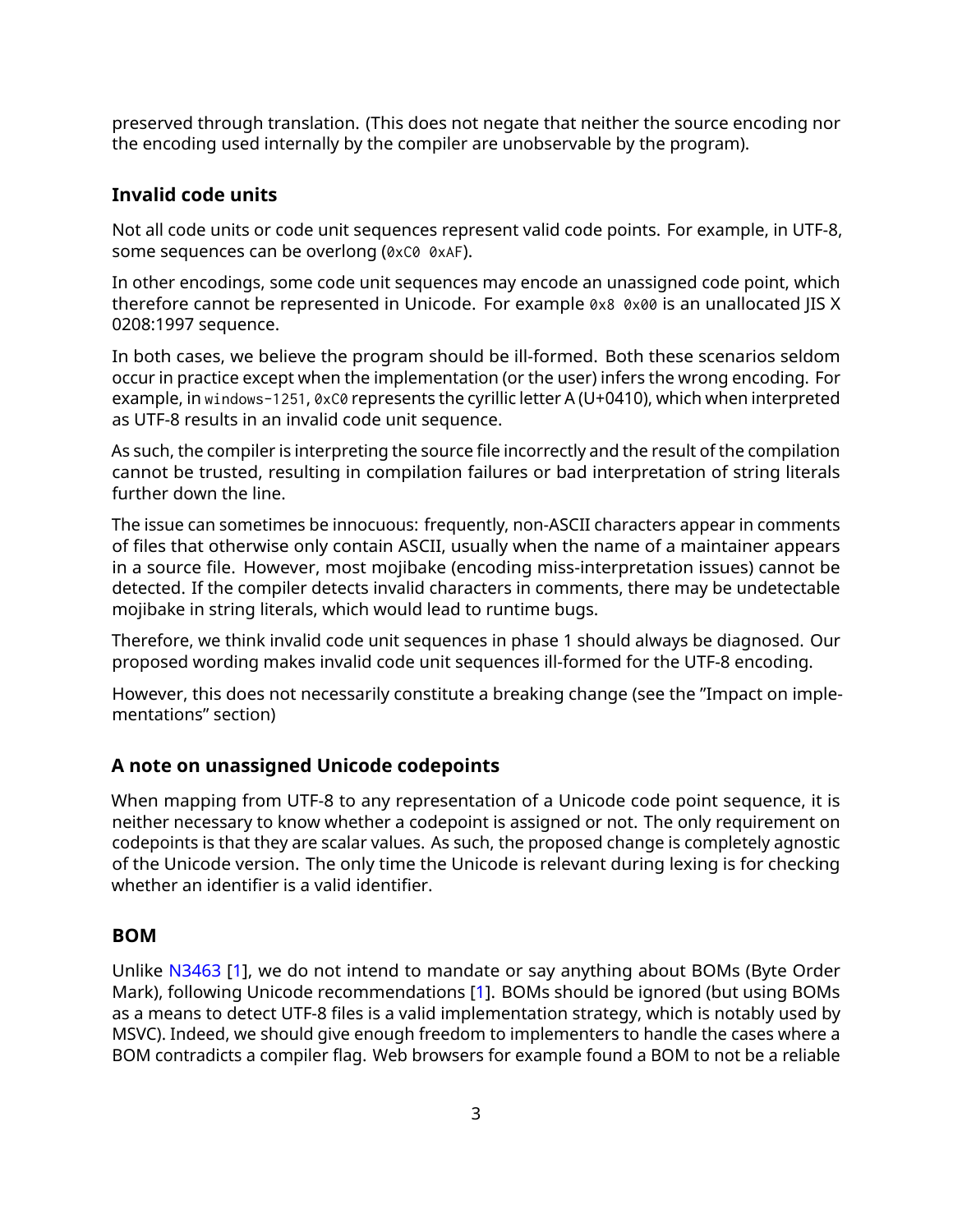preserved through translation. (This does not negate that neither the source encoding nor the encoding used internally by the compiler are unobservable by the program).

### Invalid code units

Not all code units or code unit sequences represent valid code points. For example, in UTF-8, some sequences can be overlong (`0xC0 0xAF`).

In other encodings, some code unit sequences may encode an unassigned code point, which therefore cannot be represented in Unicode. For example `0x8 0x00` is an unallocated JIS X 0208:1997 sequence.

In both cases, we believe the program should be ill-formed. Both these scenarios seldom occur in practice except when the implementation (or the user) infers the wrong encoding. For example, in `windows-1251`, `0xC0` represents the cyrillic letter A (U+0410), which when interpreted as UTF-8 results in an invalid code unit sequence.

As such, the compiler is interpreting the source file incorrectly and the result of the compilation cannot be trusted, resulting in compilation failures or bad interpretation of string literals further down the line.

The issue can sometimes be innocuous: frequently, non-ASCII characters appear in comments of files that otherwise only contain ASCII, usually when the name of a maintainer appears in a source file. However, most mojibake (encoding miss-interpretation issues) cannot be detected. If the compiler detects invalid characters in comments, there may be undetectable mojibake in string literals, which would lead to runtime bugs.

Therefore, we think invalid code unit sequences in phase 1 should always be diagnosed. Our proposed wording makes invalid code unit sequences ill-formed for the UTF-8 encoding.

However, this does not necessarily constitute a breaking change (see the "Impact on implementations" section)

### A note on unassigned Unicode codepoints

When mapping from UTF-8 to any representation of a Unicode code point sequence, it is neither necessary to know whether a codepoint is assigned or not. The only requirement on codepoints is that they are scalar values. As such, the proposed change is completely agnostic of the Unicode version. The only time the Unicode is relevant during lexing is for checking whether an identifier is a valid identifier.

### BOM

Unlike N3463 [1], we do not intend to mandate or say anything about BOMs (Byte Order Mark), following Unicode recommendations [1]. BOMs should be ignored (but using BOMs as a means to detect UTF-8 files is a valid implementation strategy, which is notably used by MSVC). Indeed, we should give enough freedom to implementers to handle the cases where a BOM contradicts a compiler flag. Web browsers for example found a BOM to not be a reliable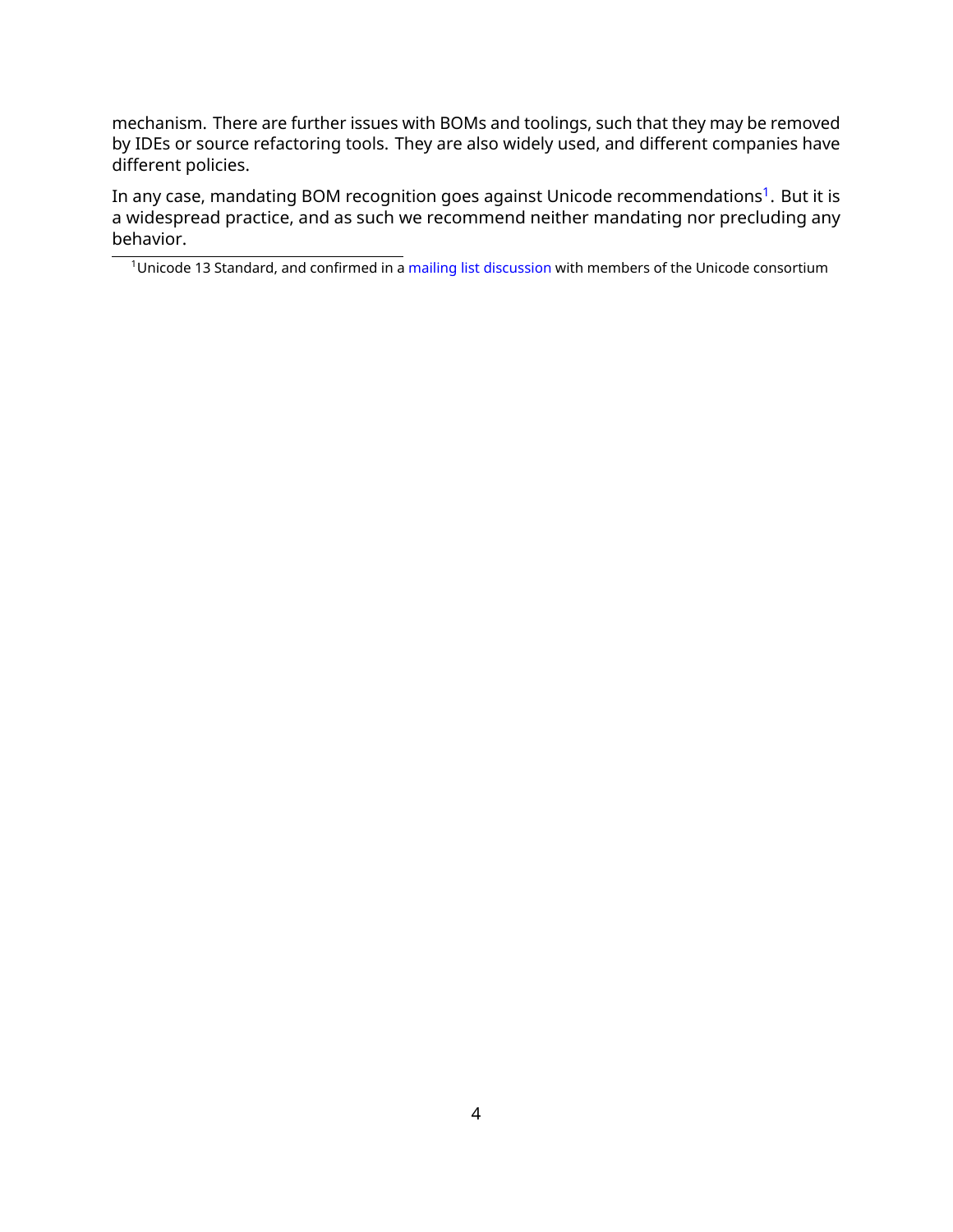mechanism. There are further issues with BOMs and toolings, such that they may be removed by IDEs or source refactoring tools. They are also widely used, and different companies have different policies.

In any case, mandating BOM recognition goes against Unicode recommendations[1]. But it is a widespread practice, and as such we recommend neither mandating nor precluding any behavior.

[1] Unicode 13 Standard, and confirmed in a mailing list discussion with members of the Unicode consortium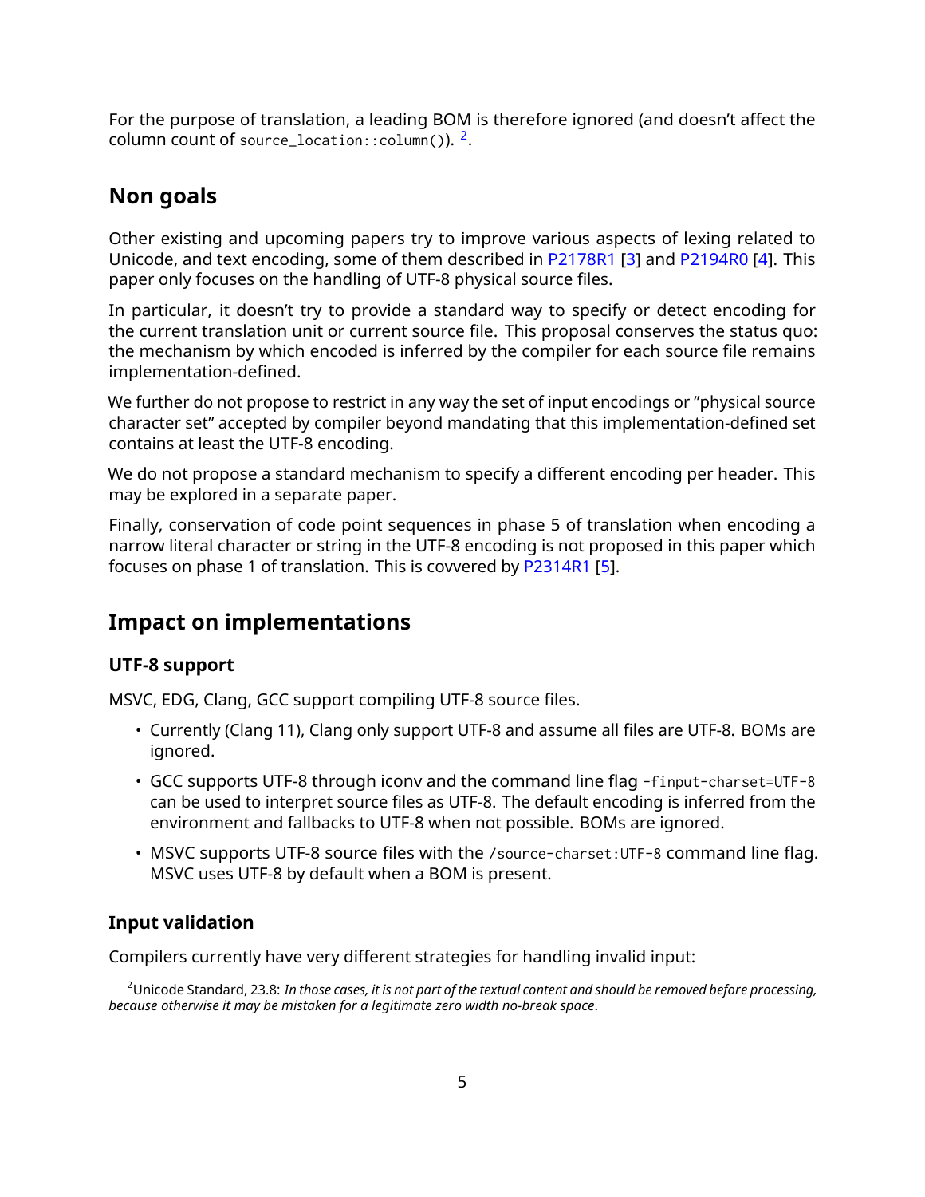For the purpose of translation, a leading BOM is therefore ignored (and doesn't affect the column count of `source_location::column()`). [2].

## Non goals

Other existing and upcoming papers try to improve various aspects of lexing related to Unicode, and text encoding, some of them described in P2178R1 [3] and P2194R0 [4]. This paper only focuses on the handling of UTF-8 physical source files.

In particular, it doesn't try to provide a standard way to specify or detect encoding for the current translation unit or current source file. This proposal conserves the status quo: the mechanism by which encoded is inferred by the compiler for each source file remains implementation-defined.

We further do not propose to restrict in any way the set of input encodings or "physical source character set" accepted by compiler beyond mandating that this implementation-defined set contains at least the UTF-8 encoding.

We do not propose a standard mechanism to specify a different encoding per header. This may be explored in a separate paper.

Finally, conservation of code point sequences in phase 5 of translation when encoding a narrow literal character or string in the UTF-8 encoding is not proposed in this paper which focuses on phase 1 of translation. This is covvered by P2314R1 [5].

## Impact on implementations

### UTF-8 support

MSVC, EDG, Clang, GCC support compiling UTF-8 source files.

- Currently (Clang 11), Clang only support UTF-8 and assume all files are UTF-8. BOMs are ignored.
- GCC supports UTF-8 through iconv and the command line flag `-finput-charset=UTF-8` can be used to interpret source files as UTF-8. The default encoding is inferred from the environment and fallbacks to UTF-8 when not possible. BOMs are ignored.
- MSVC supports UTF-8 source files with the `/source-charset:UTF-8` command line flag. MSVC uses UTF-8 by default when a BOM is present.

### Input validation

Compilers currently have very different strategies for handling invalid input:

[2] Unicode Standard, 23.8: *In those cases, it is not part of the textual content and should be removed before processing, because otherwise it may be mistaken for a legitimate zero width no-break space*.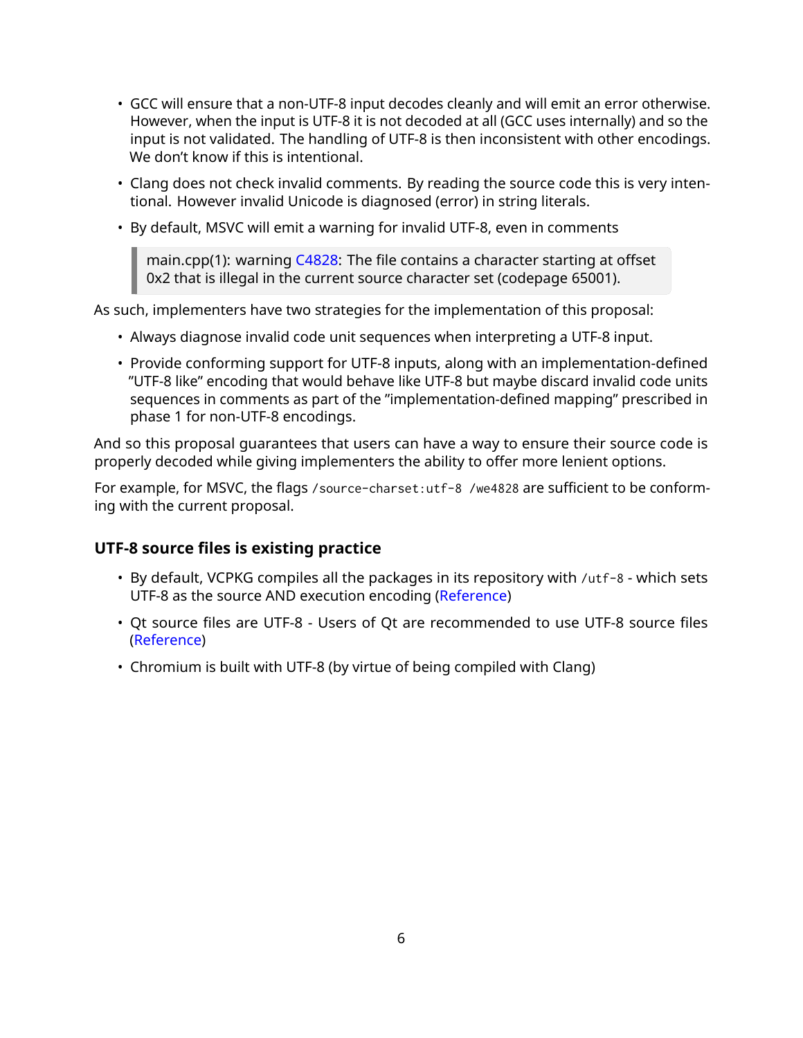- GCC will ensure that a non-UTF-8 input decodes cleanly and will emit an error otherwise. However, when the input is UTF-8 it is not decoded at all (GCC uses internally) and so the input is not validated. The handling of UTF-8 is then inconsistent with other encodings. We don't know if this is intentional.
- Clang does not check invalid comments. By reading the source code this is very intentional. However invalid Unicode is diagnosed (error) in string literals.
- By default, MSVC will emit a warning for invalid UTF-8, even in comments

> main.cpp(1): warning C4828: The file contains a character starting at offset 0x2 that is illegal in the current source character set (codepage 65001).

As such, implementers have two strategies for the implementation of this proposal:

- Always diagnose invalid code unit sequences when interpreting a UTF-8 input.
- Provide conforming support for UTF-8 inputs, along with an implementation-defined "UTF-8 like" encoding that would behave like UTF-8 but maybe discard invalid code units sequences in comments as part of the "implementation-defined mapping" prescribed in phase 1 for non-UTF-8 encodings.

And so this proposal guarantees that users can have a way to ensure their source code is properly decoded while giving implementers the ability to offer more lenient options.

For example, for MSVC, the flags `/source-charset:utf-8 /we4828` are sufficient to be conforming with the current proposal.

### UTF-8 source files is existing practice

- By default, VCPKG compiles all the packages in its repository with `/utf-8` - which sets UTF-8 as the source AND execution encoding (Reference)
- Qt source files are UTF-8 - Users of Qt are recommended to use UTF-8 source files (Reference)
- Chromium is built with UTF-8 (by virtue of being compiled with Clang)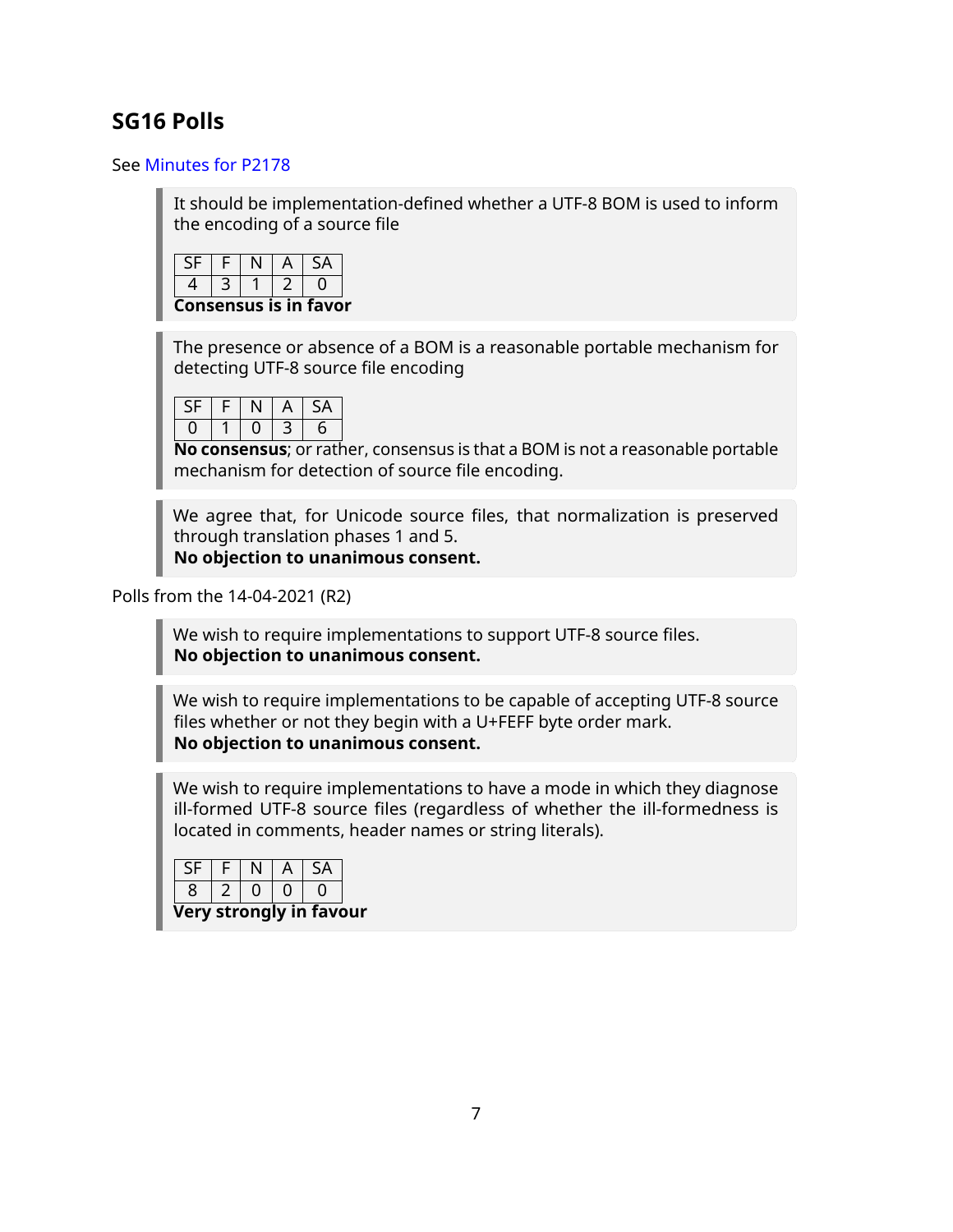## SG16 Polls

See Minutes for P2178

> It should be implementation-defined whether a UTF-8 BOM is used to inform the encoding of a source file
>
> | SF | F | N | A | SA |
> |---|---|---|---|---|
> | 4 | 3 | 1 | 2 | 0 |
>
> **Consensus is in favor**

> The presence or absence of a BOM is a reasonable portable mechanism for detecting UTF-8 source file encoding
>
> | SF | F | N | A | SA |
> |---|---|---|---|---|
> | 0 | 1 | 0 | 3 | 6 |
>
> **No consensus**; or rather, consensus is that a BOM is not a reasonable portable mechanism for detection of source file encoding.

> We agree that, for Unicode source files, that normalization is preserved through translation phases 1 and 5.
> **No objection to unanimous consent.**

Polls from the 14-04-2021 (R2)

> We wish to require implementations to support UTF-8 source files.
> **No objection to unanimous consent.**

> We wish to require implementations to be capable of accepting UTF-8 source files whether or not they begin with a U+FEFF byte order mark.
> **No objection to unanimous consent.**

> We wish to require implementations to have a mode in which they diagnose ill-formed UTF-8 source files (regardless of whether the ill-formedness is located in comments, header names or string literals).
>
> | SF | F | N | A | SA |
> |---|---|---|---|---|
> | 8 | 2 | 0 | 0 | 0 |
>
> **Very strongly in favour**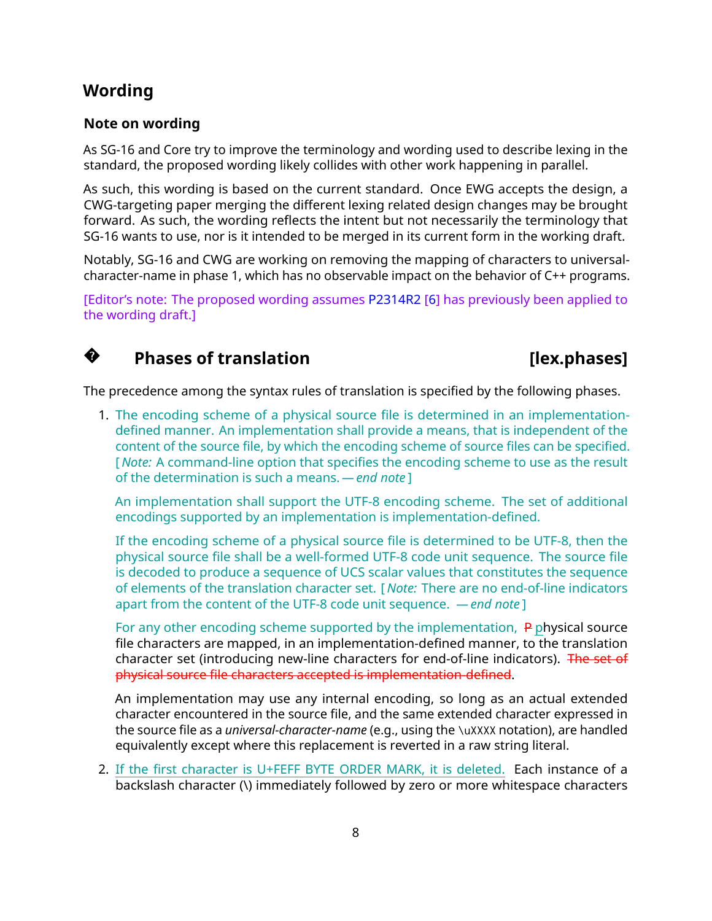## Wording

### Note on wording

As SG-16 and Core try to improve the terminology and wording used to describe lexing in the standard, the proposed wording likely collides with other work happening in parallel.

As such, this wording is based on the current standard. Once EWG accepts the design, a CWG-targeting paper merging the different lexing related design changes may be brought forward. As such, the wording reflects the intent but not necessarily the terminology that SG-16 wants to use, nor is it intended to be merged in its current form in the working draft.

Notably, SG-16 and CWG are working on removing the mapping of characters to universal-character-name in phase 1, which has no observable impact on the behavior of C++ programs.

[Editor's note: The proposed wording assumes P2314R2 [6] has previously been applied to the wording draft.]

## � Phases of translation [lex.phases]

The precedence among the syntax rules of translation is specified by the following phases.

1. The encoding scheme of a physical source file is determined in an implementation-defined manner. An implementation shall provide a means, that is independent of the content of the source file, by which the encoding scheme of source files can be specified. [ *Note:* A command-line option that specifies the encoding scheme to use as the result of the determination is such a means. — *end note* ]

   An implementation shall support the UTF-8 encoding scheme. The set of additional encodings supported by an implementation is implementation-defined.

   If the encoding scheme of a physical source file is determined to be UTF-8, then the physical source file shall be a well-formed UTF-8 code unit sequence. The source file is decoded to produce a sequence of UCS scalar values that constitutes the sequence of elements of the translation character set. [ *Note:* There are no end-of-line indicators apart from the content of the UTF-8 code unit sequence. — *end note* ]

   For any other encoding scheme supported by the implementation, ~~P~~ physical source file characters are mapped, in an implementation-defined manner, to the translation character set (introducing new-line characters for end-of-line indicators). ~~The set of physical source file characters accepted is implementation-defined~~.

   An implementation may use any internal encoding, so long as an actual extended character encountered in the source file, and the same extended character expressed in the source file as a *universal-character-name* (e.g., using the `\uXXXX` notation), are handled equivalently except where this replacement is reverted in a raw string literal.

2. If the first character is U+FEFF BYTE ORDER MARK, it is deleted. Each instance of a backslash character (\) immediately followed by zero or more whitespace characters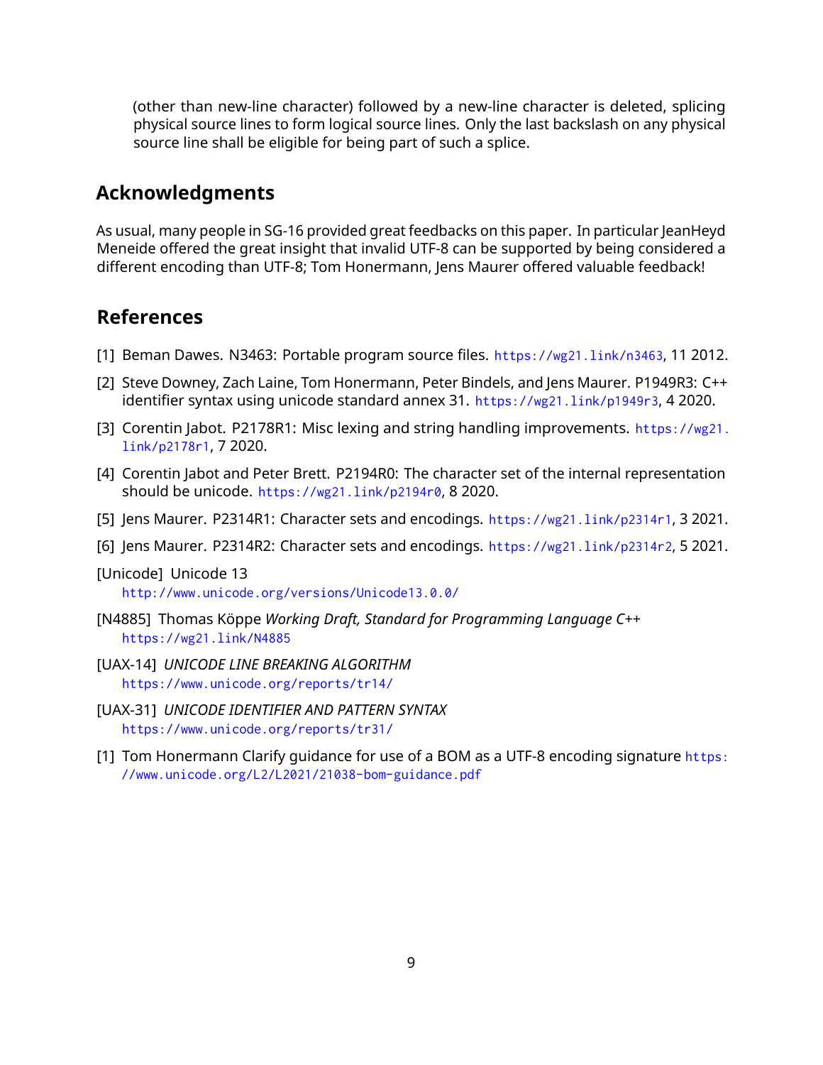(other than new-line character) followed by a new-line character is deleted, splicing physical source lines to form logical source lines. Only the last backslash on any physical source line shall be eligible for being part of such a splice.

## Acknowledgments

As usual, many people in SG-16 provided great feedbacks on this paper. In particular JeanHeyd Meneide offered the great insight that invalid UTF-8 can be supported by being considered a different encoding than UTF-8; Tom Honermann, Jens Maurer offered valuable feedback!

## References

[1] Beman Dawes. N3463: Portable program source files. https://wg21.link/n3463, 11 2012.

[2] Steve Downey, Zach Laine, Tom Honermann, Peter Bindels, and Jens Maurer. P1949R3: C++ identifier syntax using unicode standard annex 31. https://wg21.link/p1949r3, 4 2020.

[3] Corentin Jabot. P2178R1: Misc lexing and string handling improvements. https://wg21.link/p2178r1, 7 2020.

[4] Corentin Jabot and Peter Brett. P2194R0: The character set of the internal representation should be unicode. https://wg21.link/p2194r0, 8 2020.

[5] Jens Maurer. P2314R1: Character sets and encodings. https://wg21.link/p2314r1, 3 2021.

[6] Jens Maurer. P2314R2: Character sets and encodings. https://wg21.link/p2314r2, 5 2021.

[Unicode] Unicode 13
http://www.unicode.org/versions/Unicode13.0.0/

[N4885] Thomas Köppe *Working Draft, Standard for Programming Language C++*
https://wg21.link/N4885

[UAX-14] *UNICODE LINE BREAKING ALGORITHM*
https://www.unicode.org/reports/tr14/

[UAX-31] *UNICODE IDENTIFIER AND PATTERN SYNTAX*
https://www.unicode.org/reports/tr31/

[1] Tom Honermann Clarify guidance for use of a BOM as a UTF-8 encoding signature https://www.unicode.org/L2/L2021/21038-bom-guidance.pdf